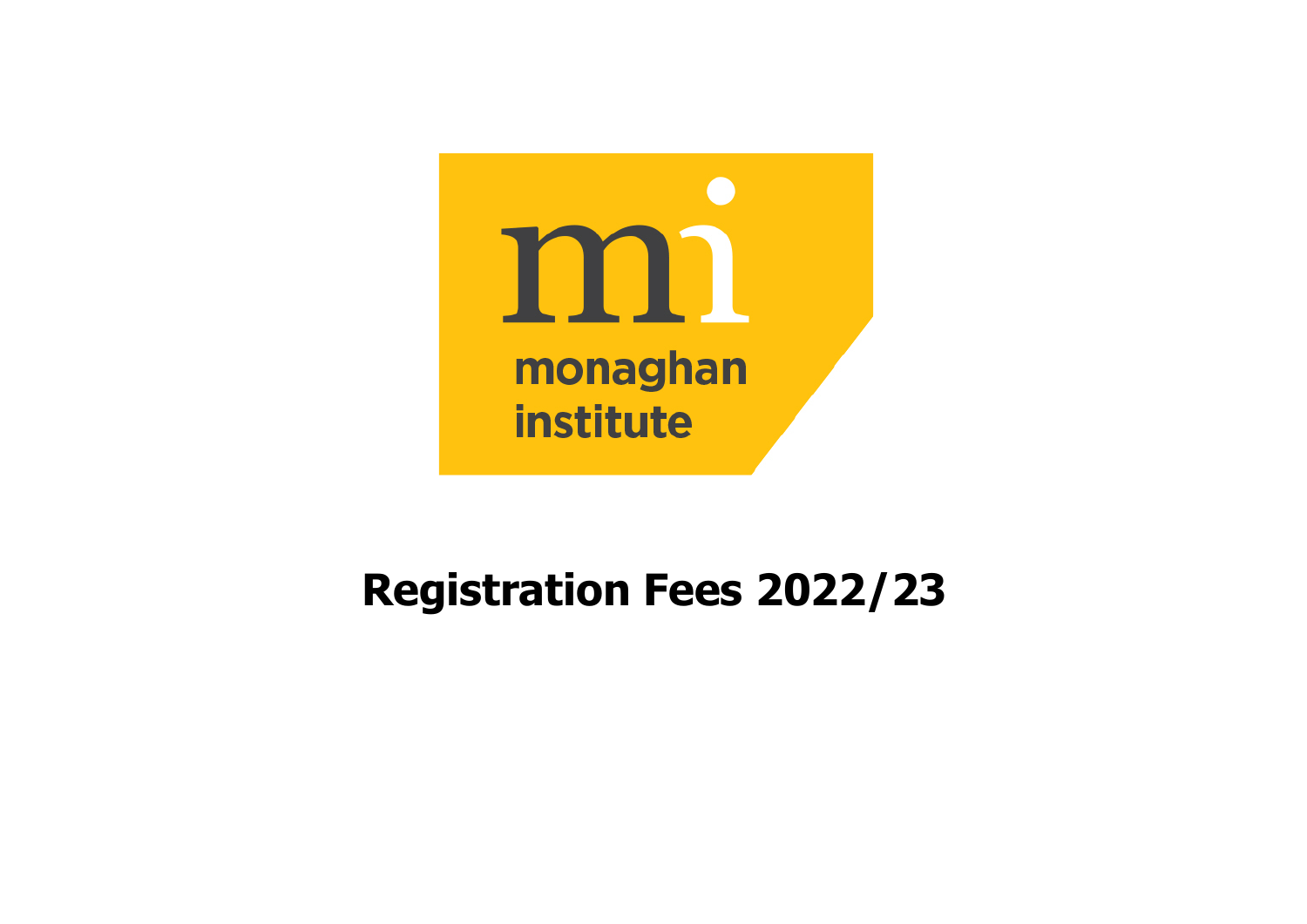mi

monaghan institute

# Registration Fees 2022/23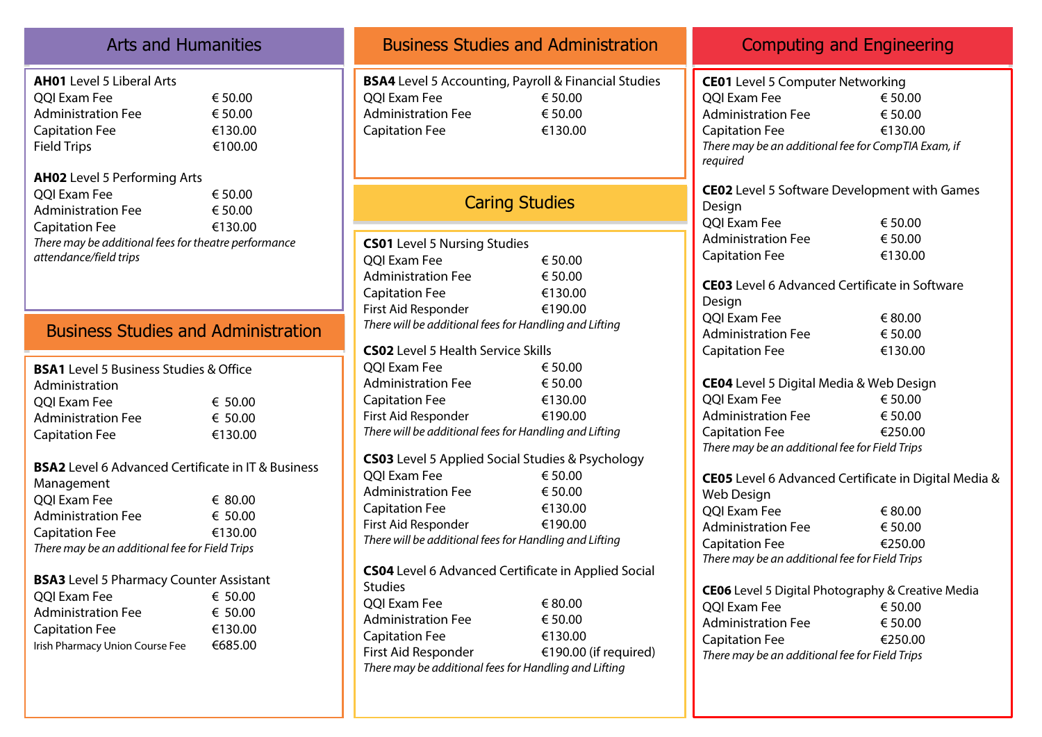## Arts and Humanities

**AH01** Level 5 Liberal Arts

| | |
|---|---|
| QQI Exam Fee | € 50.00 |
| Administration Fee | € 50.00 |
| Capitation Fee | €130.00 |
| Field Trips | €100.00 |

**AH02** Level 5 Performing Arts

| | |
|---|---|
| QQI Exam Fee | € 50.00 |
| Administration Fee | € 50.00 |
| Capitation Fee | €130.00 |

*There may be additional fees for theatre performance attendance/field trips*

## Business Studies and Administration

**BSA1** Level 5 Business Studies & Office Administration

| | |
|---|---|
| QQI Exam Fee | € 50.00 |
| Administration Fee | € 50.00 |
| Capitation Fee | €130.00 |

**BSA2** Level 6 Advanced Certificate in IT & Business Management

| | |
|---|---|
| QQI Exam Fee | € 80.00 |
| Administration Fee | € 50.00 |
| Capitation Fee | €130.00 |

*There may be an additional fee for Field Trips*

**BSA3** Level 5 Pharmacy Counter Assistant

| | |
|---|---|
| QQI Exam Fee | € 50.00 |
| Administration Fee | € 50.00 |
| Capitation Fee | €130.00 |
| Irish Pharmacy Union Course Fee | €685.00 |

## Business Studies and Administration

**BSA4** Level 5 Accounting, Payroll & Financial Studies

| | |
|---|---|
| QQI Exam Fee | € 50.00 |
| Administration Fee | € 50.00 |
| Capitation Fee | €130.00 |

## Caring Studies

**CS01** Level 5 Nursing Studies

| | |
|---|---|
| QQI Exam Fee | € 50.00 |
| Administration Fee | € 50.00 |
| Capitation Fee | €130.00 |
| First Aid Responder | €190.00 |

*There will be additional fees for Handling and Lifting*

**CS02** Level 5 Health Service Skills

| | |
|---|---|
| QQI Exam Fee | € 50.00 |
| Administration Fee | € 50.00 |
| Capitation Fee | €130.00 |
| First Aid Responder | €190.00 |

*There will be additional fees for Handling and Lifting*

**CS03** Level 5 Applied Social Studies & Psychology

| | |
|---|---|
| QQI Exam Fee | € 50.00 |
| Administration Fee | € 50.00 |
| Capitation Fee | €130.00 |
| First Aid Responder | €190.00 |

*There will be additional fees for Handling and Lifting*

**CS04** Level 6 Advanced Certificate in Applied Social Studies

| | |
|---|---|
| QQI Exam Fee | € 80.00 |
| Administration Fee | € 50.00 |
| Capitation Fee | €130.00 |
| First Aid Responder | €190.00 (if required) |

*There may be additional fees for Handling and Lifting*

## Computing and Engineering

**CE01** Level 5 Computer Networking

| | |
|---|---|
| QQI Exam Fee | € 50.00 |
| Administration Fee | € 50.00 |
| Capitation Fee | €130.00 |

*There may be an additional fee for CompTIA Exam, if required*

**CE02** Level 5 Software Development with Games Design

| | |
|---|---|
| QQI Exam Fee | € 50.00 |
| Administration Fee | € 50.00 |
| Capitation Fee | €130.00 |

**CE03** Level 6 Advanced Certificate in Software Design

| | |
|---|---|
| QQI Exam Fee | € 80.00 |
| Administration Fee | € 50.00 |
| Capitation Fee | €130.00 |

**CE04** Level 5 Digital Media & Web Design

| | |
|---|---|
| QQI Exam Fee | € 50.00 |
| Administration Fee | € 50.00 |
| Capitation Fee | €250.00 |

*There may be an additional fee for Field Trips*

**CE05** Level 6 Advanced Certificate in Digital Media & Web Design

| | |
|---|---|
| QQI Exam Fee | € 80.00 |
| Administration Fee | € 50.00 |
| Capitation Fee | €250.00 |

*There may be an additional fee for Field Trips*

**CE06** Level 5 Digital Photography & Creative Media

| | |
|---|---|
| QQI Exam Fee | € 50.00 |
| Administration Fee | € 50.00 |
| Capitation Fee | €250.00 |

*There may be an additional fee for Field Trips*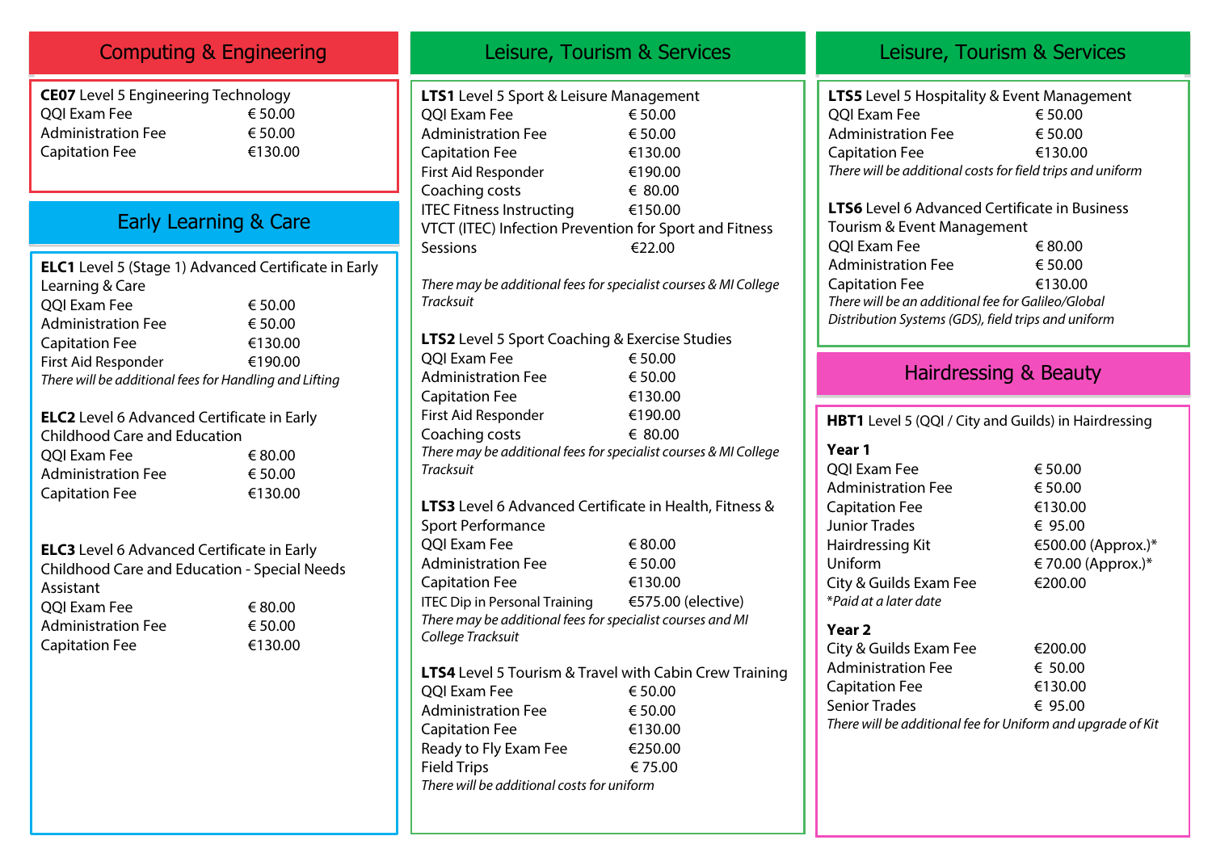## Computing & Engineering

**CE07** Level 5 Engineering Technology

| | |
|---|---|
| QQI Exam Fee | € 50.00 |
| Administration Fee | € 50.00 |
| Capitation Fee | €130.00 |

## Early Learning & Care

**ELC1** Level 5 (Stage 1) Advanced Certificate in Early Learning & Care

| | |
|---|---|
| QQI Exam Fee | € 50.00 |
| Administration Fee | € 50.00 |
| Capitation Fee | €130.00 |
| First Aid Responder | €190.00 |

*There will be additional fees for Handling and Lifting*

**ELC2** Level 6 Advanced Certificate in Early Childhood Care and Education

| | |
|---|---|
| QQI Exam Fee | € 80.00 |
| Administration Fee | € 50.00 |
| Capitation Fee | €130.00 |

**ELC3** Level 6 Advanced Certificate in Early Childhood Care and Education - Special Needs Assistant

| | |
|---|---|
| QQI Exam Fee | € 80.00 |
| Administration Fee | € 50.00 |
| Capitation Fee | €130.00 |

## Leisure, Tourism & Services

**LTS1** Level 5 Sport & Leisure Management

| | |
|---|---|
| QQI Exam Fee | € 50.00 |
| Administration Fee | € 50.00 |
| Capitation Fee | €130.00 |
| First Aid Responder | €190.00 |
| Coaching costs | € 80.00 |
| ITEC Fitness Instructing | €150.00 |
| VTCT (ITEC) Infection Prevention for Sport and Fitness Sessions | €22.00 |

*There may be additional fees for specialist courses & MI College Tracksuit*

**LTS2** Level 5 Sport Coaching & Exercise Studies

| | |
|---|---|
| QQI Exam Fee | € 50.00 |
| Administration Fee | € 50.00 |
| Capitation Fee | €130.00 |
| First Aid Responder | €190.00 |
| Coaching costs | € 80.00 |

*There may be additional fees for specialist courses & MI College Tracksuit*

**LTS3** Level 6 Advanced Certificate in Health, Fitness & Sport Performance

| | |
|---|---|
| QQI Exam Fee | € 80.00 |
| Administration Fee | € 50.00 |
| Capitation Fee | €130.00 |
| ITEC Dip in Personal Training | €575.00 (elective) |

*There may be additional fees for specialist courses and MI College Tracksuit*

**LTS4** Level 5 Tourism & Travel with Cabin Crew Training

| | |
|---|---|
| QQI Exam Fee | € 50.00 |
| Administration Fee | € 50.00 |
| Capitation Fee | €130.00 |
| Ready to Fly Exam Fee | €250.00 |
| Field Trips | € 75.00 |

*There will be additional costs for uniform*

## Leisure, Tourism & Services

**LTS5** Level 5 Hospitality & Event Management

| | |
|---|---|
| QQI Exam Fee | € 50.00 |
| Administration Fee | € 50.00 |
| Capitation Fee | €130.00 |

*There will be additional costs for field trips and uniform*

**LTS6** Level 6 Advanced Certificate in Business Tourism & Event Management

| | |
|---|---|
| QQI Exam Fee | € 80.00 |
| Administration Fee | € 50.00 |
| Capitation Fee | €130.00 |

*There will be an additional fee for Galileo/Global Distribution Systems (GDS), field trips and uniform*

## Hairdressing & Beauty

**HBT1** Level 5 (QQI / City and Guilds) in Hairdressing

**Year 1**

| | |
|---|---|
| QQI Exam Fee | € 50.00 |
| Administration Fee | € 50.00 |
| Capitation Fee | €130.00 |
| Junior Trades | € 95.00 |
| Hairdressing Kit | €500.00 (Approx.)* |
| Uniform | € 70.00 (Approx.)* |
| City & Guilds Exam Fee | €200.00 |

*\*Paid at a later date*

**Year 2**

| | |
|---|---|
| City & Guilds Exam Fee | €200.00 |
| Administration Fee | € 50.00 |
| Capitation Fee | €130.00 |
| Senior Trades | € 95.00 |

*There will be additional fee for Uniform and upgrade of Kit*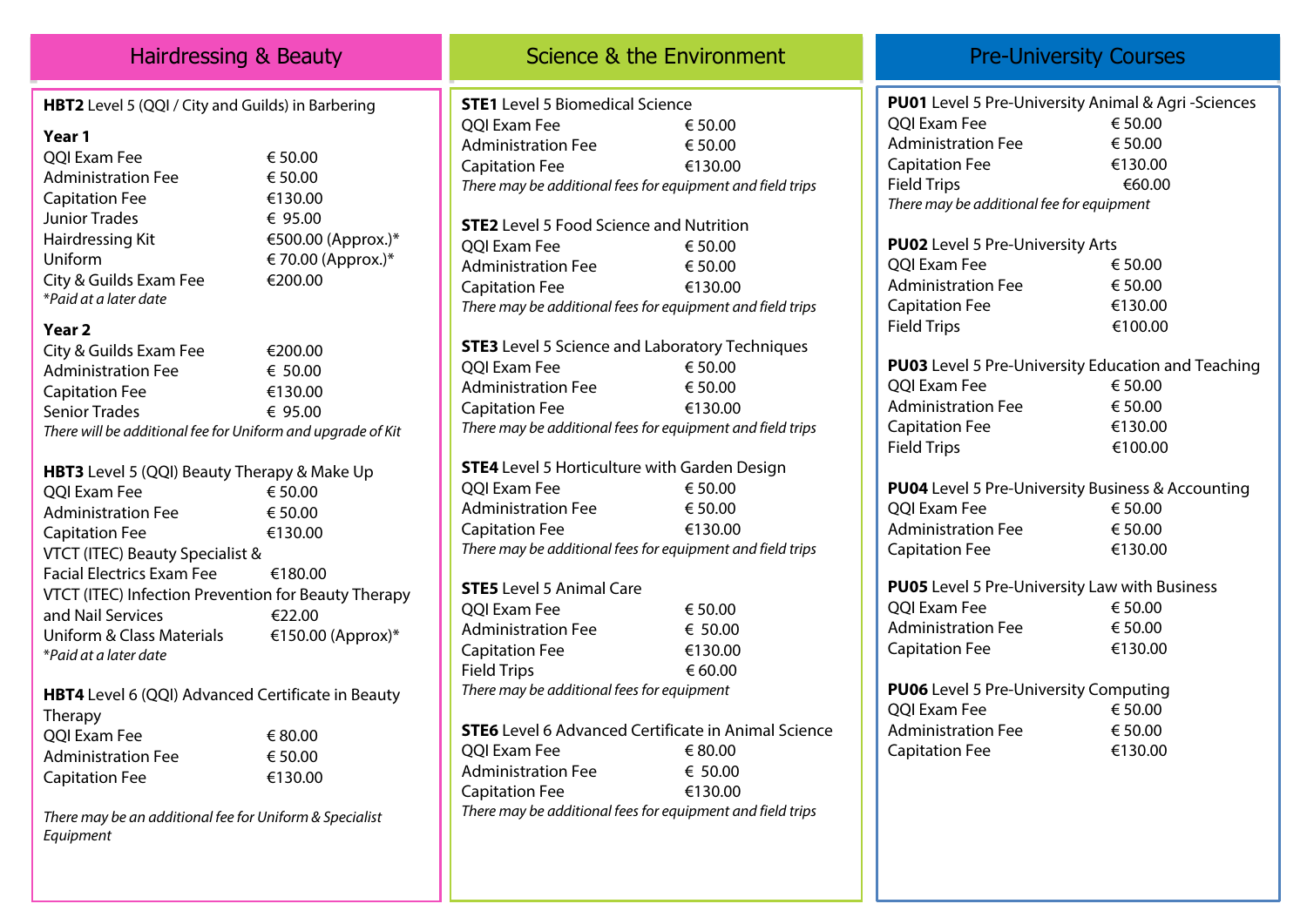## Hairdressing & Beauty

**HBT2** Level 5 (QQI / City and Guilds) in Barbering

**Year 1**

| | |
|---|---|
| QQI Exam Fee | € 50.00 |
| Administration Fee | € 50.00 |
| Capitation Fee | €130.00 |
| Junior Trades | € 95.00 |
| Hairdressing Kit | €500.00 (Approx.)* |
| Uniform | € 70.00 (Approx.)* |
| City & Guilds Exam Fee | €200.00 |

*\*Paid at a later date*

**Year 2**

| | |
|---|---|
| City & Guilds Exam Fee | €200.00 |
| Administration Fee | € 50.00 |
| Capitation Fee | €130.00 |
| Senior Trades | € 95.00 |

*There will be additional fee for Uniform and upgrade of Kit*

**HBT3** Level 5 (QQI) Beauty Therapy & Make Up

| | |
|---|---|
| QQI Exam Fee | € 50.00 |
| Administration Fee | € 50.00 |
| Capitation Fee | €130.00 |
| VTCT (ITEC) Beauty Specialist & Facial Electrics Exam Fee | €180.00 |
| VTCT (ITEC) Infection Prevention for Beauty Therapy and Nail Services | €22.00 |
| Uniform & Class Materials | €150.00 (Approx)* |

*\*Paid at a later date*

**HBT4** Level 6 (QQI) Advanced Certificate in Beauty Therapy

| | |
|---|---|
| QQI Exam Fee | € 80.00 |
| Administration Fee | € 50.00 |
| Capitation Fee | €130.00 |

*There may be an additional fee for Uniform & Specialist Equipment*

## Science & the Environment

**STE1** Level 5 Biomedical Science

| | |
|---|---|
| QQI Exam Fee | € 50.00 |
| Administration Fee | € 50.00 |
| Capitation Fee | €130.00 |

*There may be additional fees for equipment and field trips*

**STE2** Level 5 Food Science and Nutrition

| | |
|---|---|
| QQI Exam Fee | € 50.00 |
| Administration Fee | € 50.00 |
| Capitation Fee | €130.00 |

*There may be additional fees for equipment and field trips*

**STE3** Level 5 Science and Laboratory Techniques

| | |
|---|---|
| QQI Exam Fee | € 50.00 |
| Administration Fee | € 50.00 |
| Capitation Fee | €130.00 |

*There may be additional fees for equipment and field trips*

**STE4** Level 5 Horticulture with Garden Design

| | |
|---|---|
| QQI Exam Fee | € 50.00 |
| Administration Fee | € 50.00 |
| Capitation Fee | €130.00 |

*There may be additional fees for equipment and field trips*

**STE5** Level 5 Animal Care

| | |
|---|---|
| QQI Exam Fee | € 50.00 |
| Administration Fee | € 50.00 |
| Capitation Fee | €130.00 |
| Field Trips | € 60.00 |

*There may be additional fees for equipment*

**STE6** Level 6 Advanced Certificate in Animal Science

| | |
|---|---|
| QQI Exam Fee | € 80.00 |
| Administration Fee | € 50.00 |
| Capitation Fee | €130.00 |

*There may be additional fees for equipment and field trips*

## Pre-University Courses

**PU01** Level 5 Pre-University Animal & Agri -Sciences

| | |
|---|---|
| QQI Exam Fee | € 50.00 |
| Administration Fee | € 50.00 |
| Capitation Fee | €130.00 |
| Field Trips | €60.00 |

*There may be additional fee for equipment*

**PU02** Level 5 Pre-University Arts

| | |
|---|---|
| QQI Exam Fee | € 50.00 |
| Administration Fee | € 50.00 |
| Capitation Fee | €130.00 |
| Field Trips | €100.00 |

**PU03** Level 5 Pre-University Education and Teaching

| | |
|---|---|
| QQI Exam Fee | € 50.00 |
| Administration Fee | € 50.00 |
| Capitation Fee | €130.00 |
| Field Trips | €100.00 |

**PU04** Level 5 Pre-University Business & Accounting

| | |
|---|---|
| QQI Exam Fee | € 50.00 |
| Administration Fee | € 50.00 |
| Capitation Fee | €130.00 |

**PU05** Level 5 Pre-University Law with Business

| | |
|---|---|
| QQI Exam Fee | € 50.00 |
| Administration Fee | € 50.00 |
| Capitation Fee | €130.00 |

**PU06** Level 5 Pre-University Computing

| | |
|---|---|
| QQI Exam Fee | € 50.00 |
| Administration Fee | € 50.00 |
| Capitation Fee | €130.00 |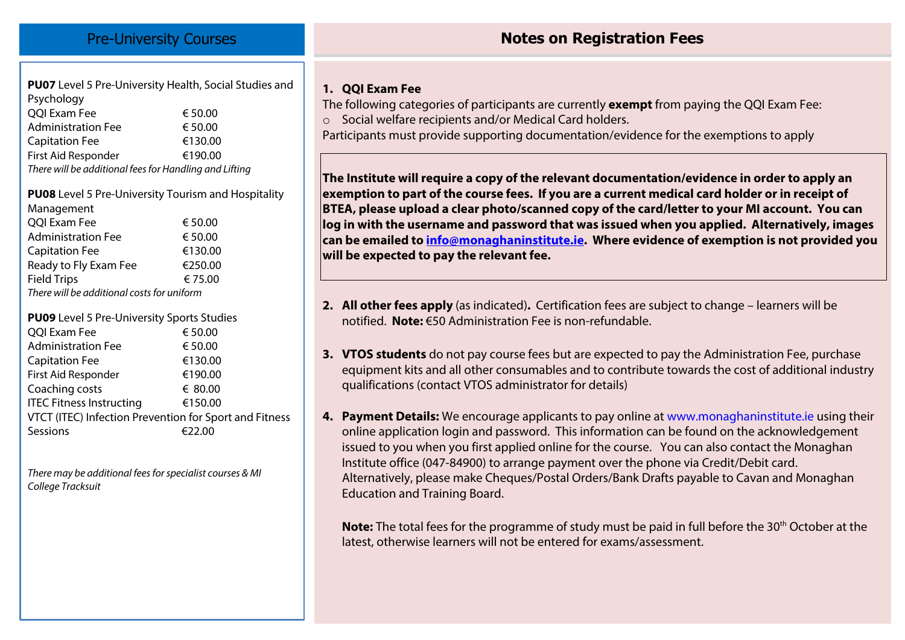## Pre-University Courses

**PU07** Level 5 Pre-University Health, Social Studies and Psychology

| | |
|---|---|
| QQI Exam Fee | € 50.00 |
| Administration Fee | € 50.00 |
| Capitation Fee | €130.00 |
| First Aid Responder | €190.00 |

*There will be additional fees for Handling and Lifting*

**PU08** Level 5 Pre-University Tourism and Hospitality Management

| | |
|---|---|
| QQI Exam Fee | € 50.00 |
| Administration Fee | € 50.00 |
| Capitation Fee | €130.00 |
| Ready to Fly Exam Fee | €250.00 |
| Field Trips | € 75.00 |

*There will be additional costs for uniform*

**PU09** Level 5 Pre-University Sports Studies

| | |
|---|---|
| QQI Exam Fee | € 50.00 |
| Administration Fee | € 50.00 |
| Capitation Fee | €130.00 |
| First Aid Responder | €190.00 |
| Coaching costs | € 80.00 |
| ITEC Fitness Instructing | €150.00 |
| VTCT (ITEC) Infection Prevention for Sport and Fitness Sessions | €22.00 |

*There may be additional fees for specialist courses & MI College Tracksuit*

## Notes on Registration Fees

1. **QQI Exam Fee**

The following categories of participants are currently **exempt** from paying the QQI Exam Fee:

- Social welfare recipients and/or Medical Card holders.

Participants must provide supporting documentation/evidence for the exemptions to apply

**The Institute will require a copy of the relevant documentation/evidence in order to apply an exemption to part of the course fees. If you are a current medical card holder or in receipt of BTEA, please upload a clear photo/scanned copy of the card/letter to your MI account. You can log in with the username and password that was issued when you applied. Alternatively, images can be emailed to info@monaghaninstitute.ie. Where evidence of exemption is not provided you will be expected to pay the relevant fee.**

2. **All other fees apply** (as indicated)**.** Certification fees are subject to change – learners will be notified. **Note:** €50 Administration Fee is non-refundable.

3. **VTOS students** do not pay course fees but are expected to pay the Administration Fee, purchase equipment kits and all other consumables and to contribute towards the cost of additional industry qualifications (contact VTOS administrator for details)

4. **Payment Details:** We encourage applicants to pay online at www.monaghaninstitute.ie using their online application login and password. This information can be found on the acknowledgement issued to you when you first applied online for the course. You can also contact the Monaghan Institute office (047-84900) to arrange payment over the phone via Credit/Debit card. Alternatively, please make Cheques/Postal Orders/Bank Drafts payable to Cavan and Monaghan Education and Training Board.

   **Note:** The total fees for the programme of study must be paid in full before the 30th October at the latest, otherwise learners will not be entered for exams/assessment.